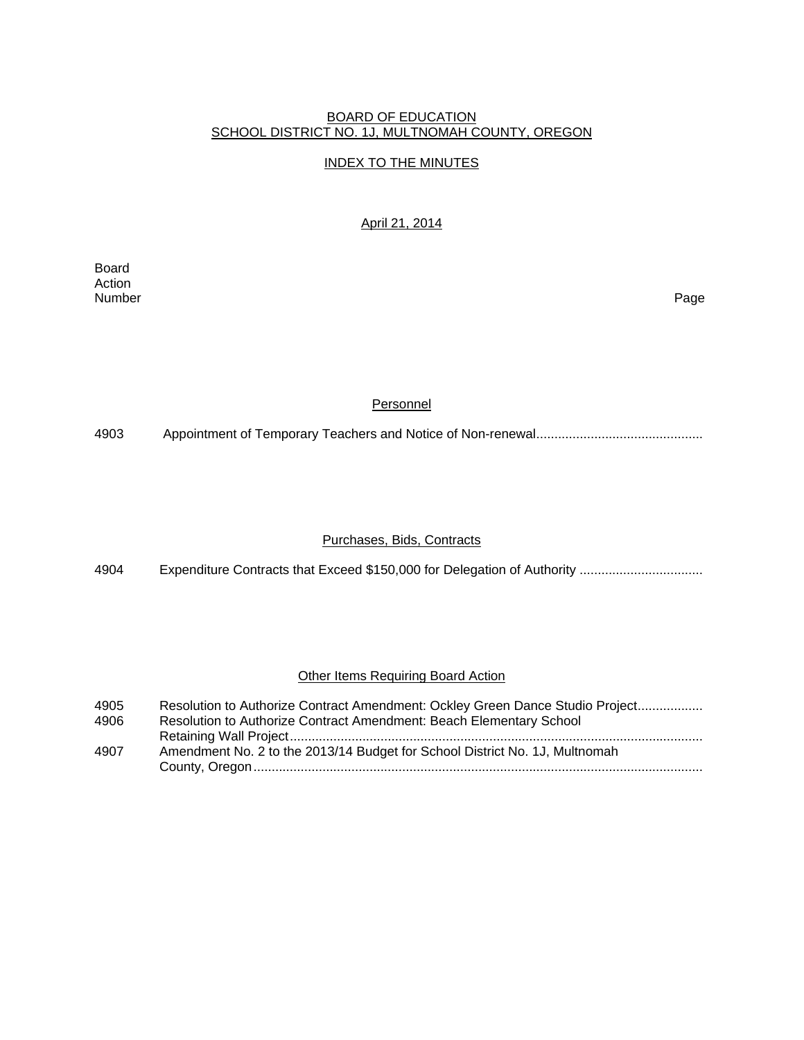BOARD OF EDUCATION
SCHOOL DISTRICT NO. 1J, MULTNOMAH COUNTY, OREGON

INDEX TO THE MINUTES

April 21, 2014

| Board Action Number | | Page |
|---|---|---|

## Personnel

| | | |
|---|---|---|
| 4903 | Appointment of Temporary Teachers and Notice of Non-renewal | |

## Purchases, Bids, Contracts

| | | |
|---|---|---|
| 4904 | Expenditure Contracts that Exceed $150,000 for Delegation of Authority | |

## Other Items Requiring Board Action

| | | |
|---|---|---|
| 4905 | Resolution to Authorize Contract Amendment: Ockley Green Dance Studio Project | |
| 4906 | Resolution to Authorize Contract Amendment: Beach Elementary School Retaining Wall Project | |
| 4907 | Amendment No. 2 to the 2013/14 Budget for School District No. 1J, Multnomah County, Oregon | |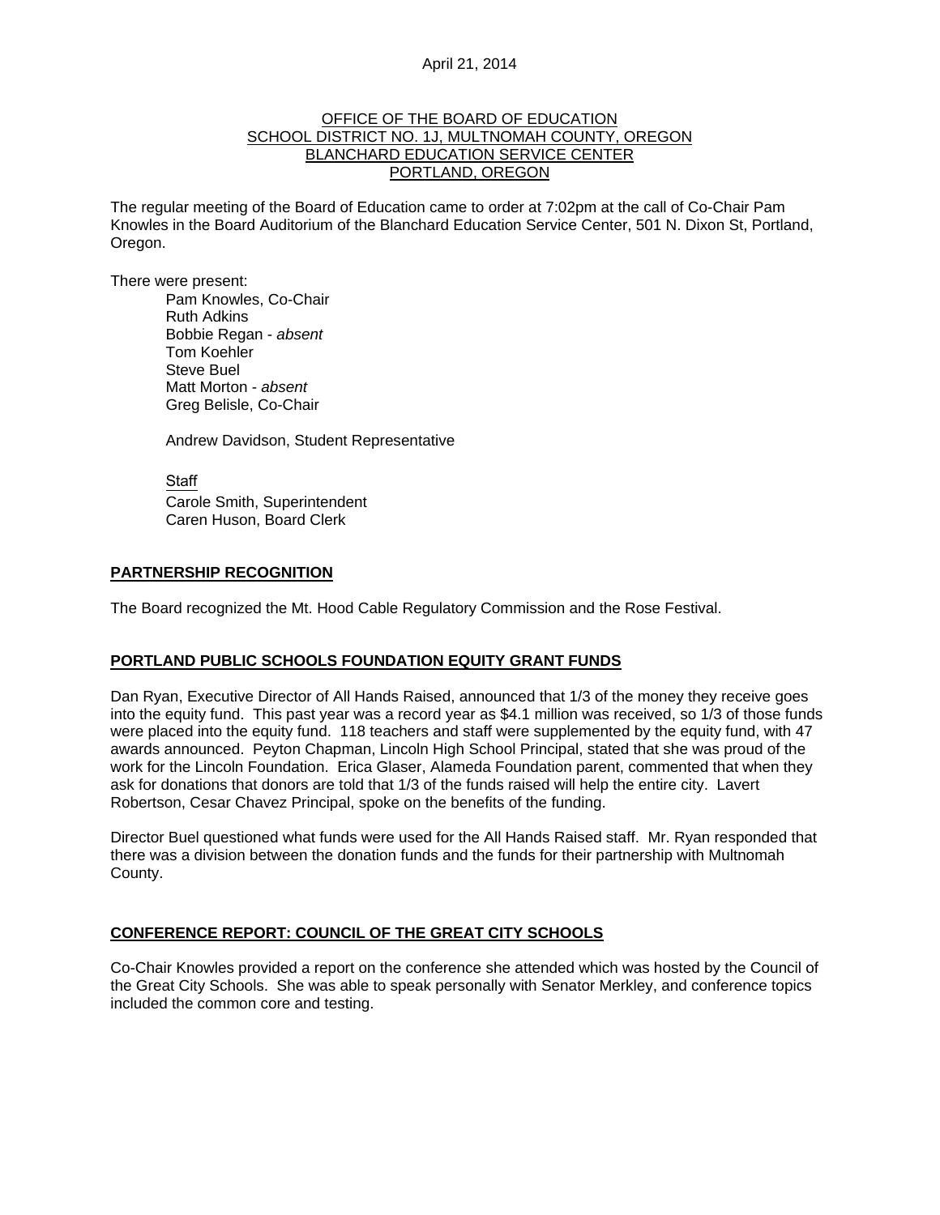April 21, 2014

OFFICE OF THE BOARD OF EDUCATION
SCHOOL DISTRICT NO. 1J, MULTNOMAH COUNTY, OREGON
BLANCHARD EDUCATION SERVICE CENTER
PORTLAND, OREGON

The regular meeting of the Board of Education came to order at 7:02pm at the call of Co-Chair Pam Knowles in the Board Auditorium of the Blanchard Education Service Center, 501 N. Dixon St, Portland, Oregon.

There were present:

Pam Knowles, Co-Chair
Ruth Adkins
Bobbie Regan - *absent*
Tom Koehler
Steve Buel
Matt Morton - *absent*
Greg Belisle, Co-Chair

Andrew Davidson, Student Representative

Staff
Carole Smith, Superintendent
Caren Huson, Board Clerk

## PARTNERSHIP RECOGNITION

The Board recognized the Mt. Hood Cable Regulatory Commission and the Rose Festival.

## PORTLAND PUBLIC SCHOOLS FOUNDATION EQUITY GRANT FUNDS

Dan Ryan, Executive Director of All Hands Raised, announced that 1/3 of the money they receive goes into the equity fund. This past year was a record year as $4.1 million was received, so 1/3 of those funds were placed into the equity fund. 118 teachers and staff were supplemented by the equity fund, with 47 awards announced. Peyton Chapman, Lincoln High School Principal, stated that she was proud of the work for the Lincoln Foundation. Erica Glaser, Alameda Foundation parent, commented that when they ask for donations that donors are told that 1/3 of the funds raised will help the entire city. Lavert Robertson, Cesar Chavez Principal, spoke on the benefits of the funding.

Director Buel questioned what funds were used for the All Hands Raised staff. Mr. Ryan responded that there was a division between the donation funds and the funds for their partnership with Multnomah County.

## CONFERENCE REPORT: COUNCIL OF THE GREAT CITY SCHOOLS

Co-Chair Knowles provided a report on the conference she attended which was hosted by the Council of the Great City Schools. She was able to speak personally with Senator Merkley, and conference topics included the common core and testing.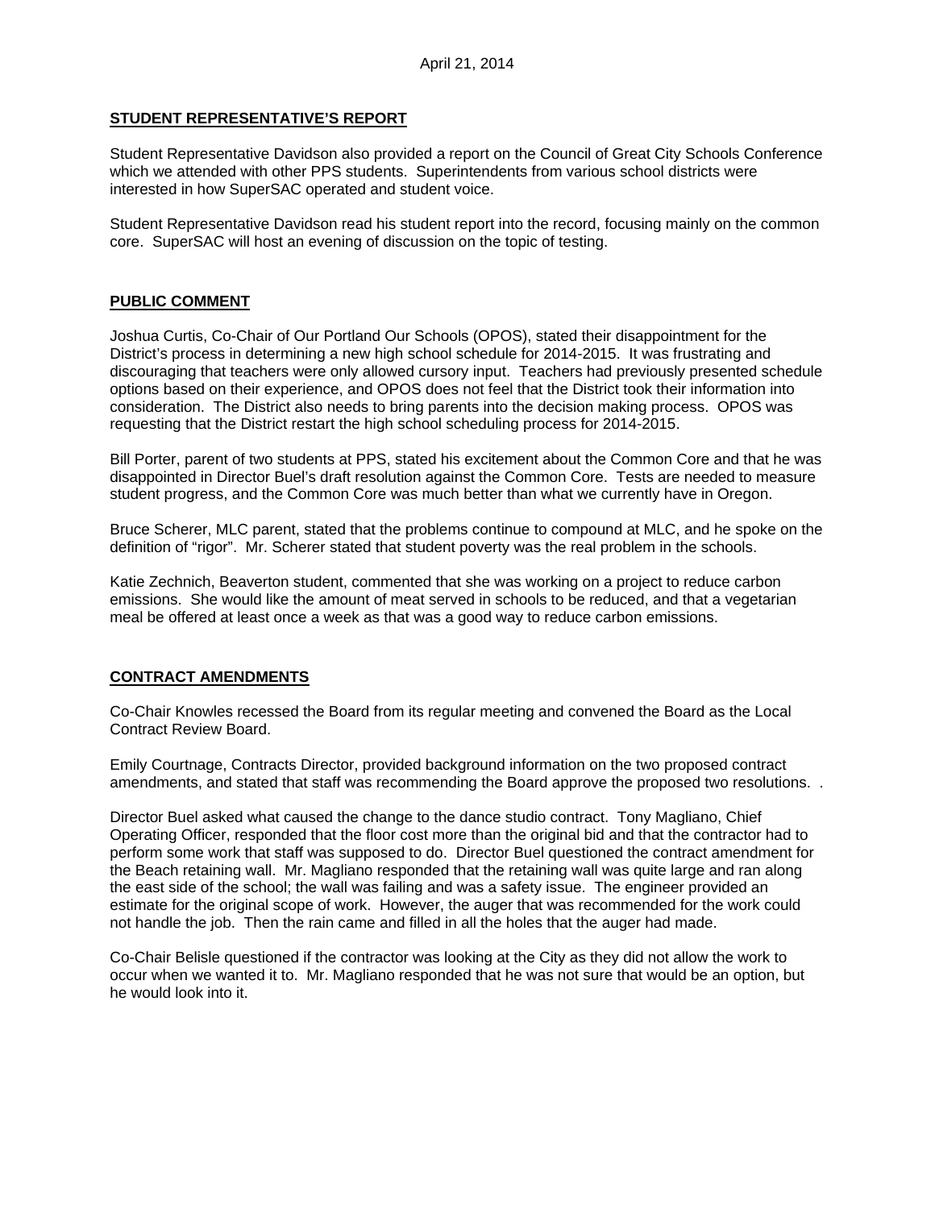## STUDENT REPRESENTATIVE'S REPORT

Student Representative Davidson also provided a report on the Council of Great City Schools Conference which we attended with other PPS students. Superintendents from various school districts were interested in how SuperSAC operated and student voice.

Student Representative Davidson read his student report into the record, focusing mainly on the common core. SuperSAC will host an evening of discussion on the topic of testing.

## PUBLIC COMMENT

Joshua Curtis, Co-Chair of Our Portland Our Schools (OPOS), stated their disappointment for the District's process in determining a new high school schedule for 2014-2015. It was frustrating and discouraging that teachers were only allowed cursory input. Teachers had previously presented schedule options based on their experience, and OPOS does not feel that the District took their information into consideration. The District also needs to bring parents into the decision making process. OPOS was requesting that the District restart the high school scheduling process for 2014-2015.

Bill Porter, parent of two students at PPS, stated his excitement about the Common Core and that he was disappointed in Director Buel's draft resolution against the Common Core. Tests are needed to measure student progress, and the Common Core was much better than what we currently have in Oregon.

Bruce Scherer, MLC parent, stated that the problems continue to compound at MLC, and he spoke on the definition of "rigor". Mr. Scherer stated that student poverty was the real problem in the schools.

Katie Zechnich, Beaverton student, commented that she was working on a project to reduce carbon emissions. She would like the amount of meat served in schools to be reduced, and that a vegetarian meal be offered at least once a week as that was a good way to reduce carbon emissions.

## CONTRACT AMENDMENTS

Co-Chair Knowles recessed the Board from its regular meeting and convened the Board as the Local Contract Review Board.

Emily Courtnage, Contracts Director, provided background information on the two proposed contract amendments, and stated that staff was recommending the Board approve the proposed two resolutions. .

Director Buel asked what caused the change to the dance studio contract. Tony Magliano, Chief Operating Officer, responded that the floor cost more than the original bid and that the contractor had to perform some work that staff was supposed to do. Director Buel questioned the contract amendment for the Beach retaining wall. Mr. Magliano responded that the retaining wall was quite large and ran along the east side of the school; the wall was failing and was a safety issue. The engineer provided an estimate for the original scope of work. However, the auger that was recommended for the work could not handle the job. Then the rain came and filled in all the holes that the auger had made.

Co-Chair Belisle questioned if the contractor was looking at the City as they did not allow the work to occur when we wanted it to. Mr. Magliano responded that he was not sure that would be an option, but he would look into it.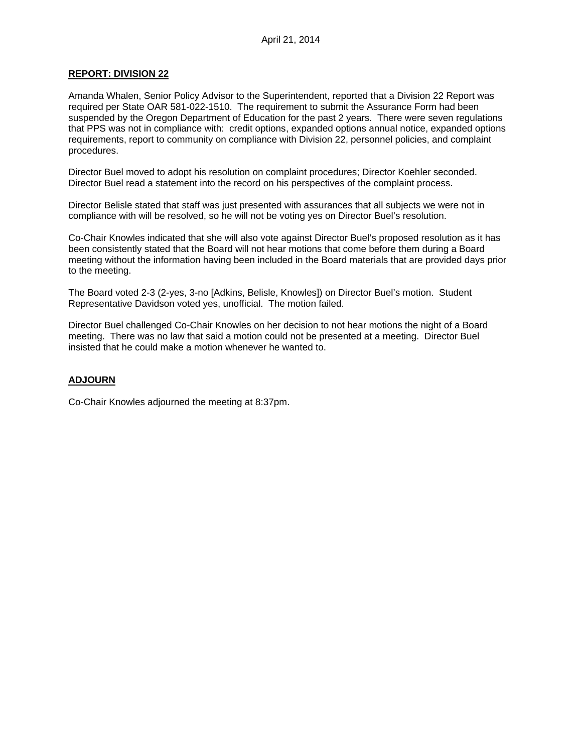## REPORT: DIVISION 22

Amanda Whalen, Senior Policy Advisor to the Superintendent, reported that a Division 22 Report was required per State OAR 581-022-1510. The requirement to submit the Assurance Form had been suspended by the Oregon Department of Education for the past 2 years. There were seven regulations that PPS was not in compliance with: credit options, expanded options annual notice, expanded options requirements, report to community on compliance with Division 22, personnel policies, and complaint procedures.

Director Buel moved to adopt his resolution on complaint procedures; Director Koehler seconded. Director Buel read a statement into the record on his perspectives of the complaint process.

Director Belisle stated that staff was just presented with assurances that all subjects we were not in compliance with will be resolved, so he will not be voting yes on Director Buel's resolution.

Co-Chair Knowles indicated that she will also vote against Director Buel's proposed resolution as it has been consistently stated that the Board will not hear motions that come before them during a Board meeting without the information having been included in the Board materials that are provided days prior to the meeting.

The Board voted 2-3 (2-yes, 3-no [Adkins, Belisle, Knowles]) on Director Buel's motion. Student Representative Davidson voted yes, unofficial. The motion failed.

Director Buel challenged Co-Chair Knowles on her decision to not hear motions the night of a Board meeting. There was no law that said a motion could not be presented at a meeting. Director Buel insisted that he could make a motion whenever he wanted to.

## ADJOURN

Co-Chair Knowles adjourned the meeting at 8:37pm.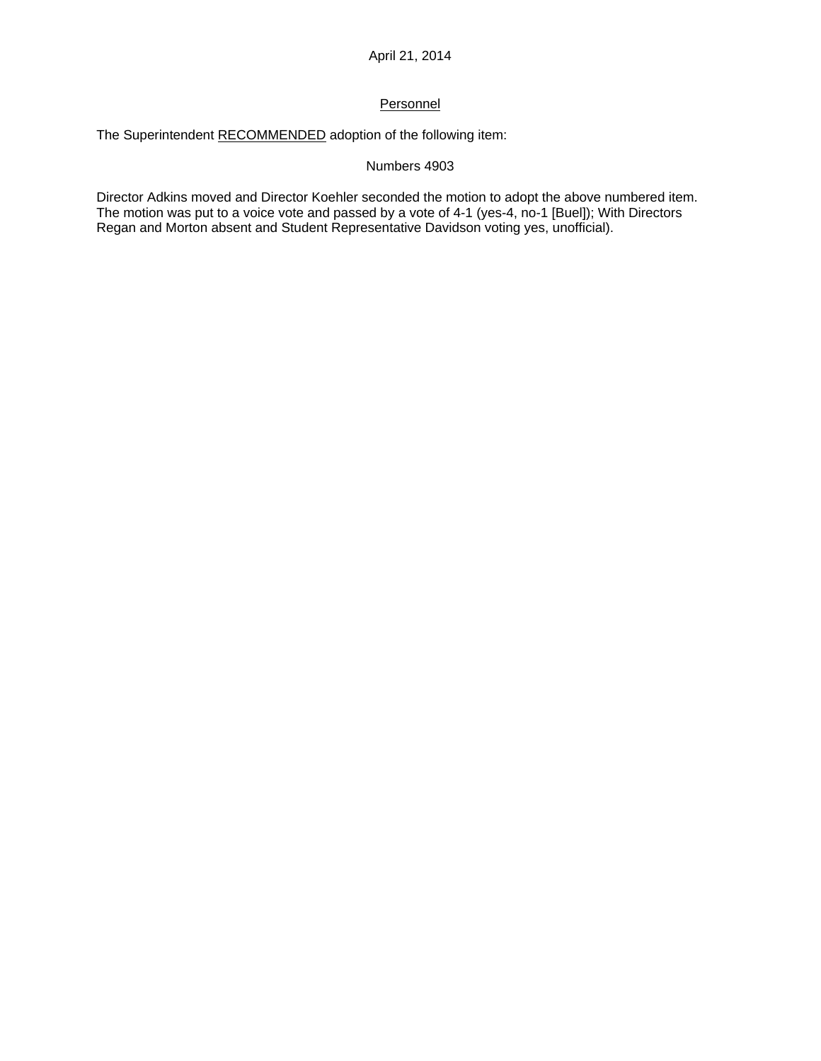April 21, 2014

<u>Personnel</u>

The Superintendent <u>RECOMMENDED</u> adoption of the following item:

Numbers 4903

Director Adkins moved and Director Koehler seconded the motion to adopt the above numbered item. The motion was put to a voice vote and passed by a vote of 4-1 (yes-4, no-1 [Buel]); With Directors Regan and Morton absent and Student Representative Davidson voting yes, unofficial).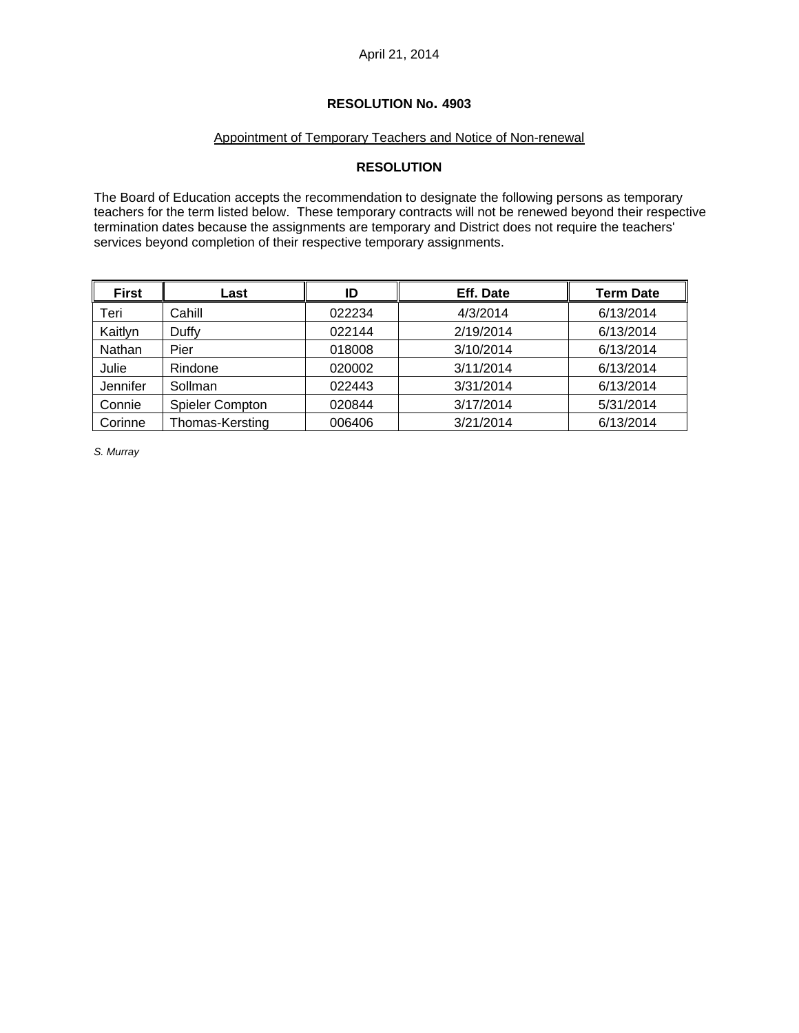April 21, 2014

**RESOLUTION No. 4903**

Appointment of Temporary Teachers and Notice of Non-renewal

**RESOLUTION**

The Board of Education accepts the recommendation to designate the following persons as temporary teachers for the term listed below. These temporary contracts will not be renewed beyond their respective termination dates because the assignments are temporary and District does not require the teachers' services beyond completion of their respective temporary assignments.

| First | Last | ID | Eff. Date | Term Date |
|---|---|---|---|---|
| Teri | Cahill | 022234 | 4/3/2014 | 6/13/2014 |
| Kaitlyn | Duffy | 022144 | 2/19/2014 | 6/13/2014 |
| Nathan | Pier | 018008 | 3/10/2014 | 6/13/2014 |
| Julie | Rindone | 020002 | 3/11/2014 | 6/13/2014 |
| Jennifer | Sollman | 022443 | 3/31/2014 | 6/13/2014 |
| Connie | Spieler Compton | 020844 | 3/17/2014 | 5/31/2014 |
| Corinne | Thomas-Kersting | 006406 | 3/21/2014 | 6/13/2014 |

*S. Murray*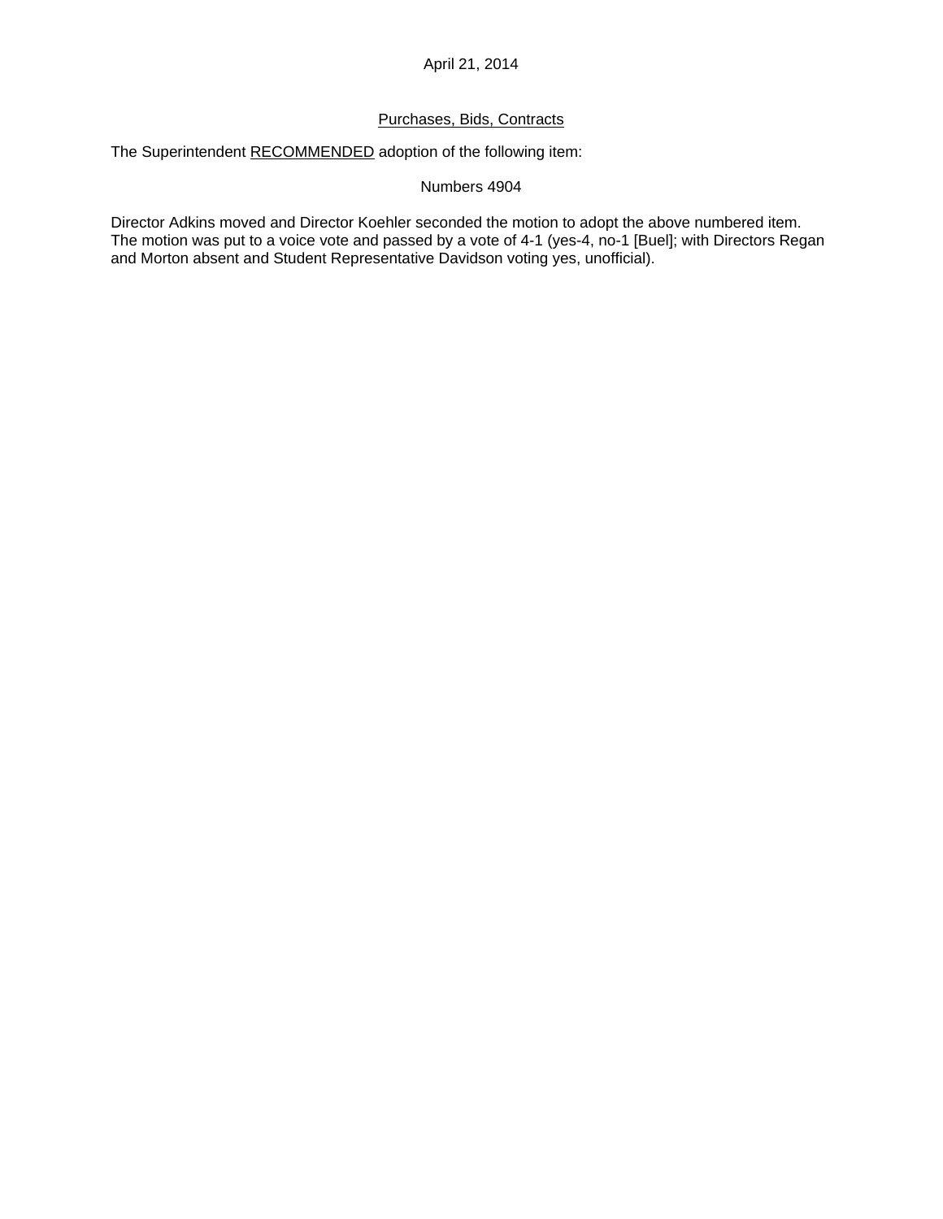April 21, 2014

Purchases, Bids, Contracts

The Superintendent RECOMMENDED adoption of the following item:

Numbers 4904

Director Adkins moved and Director Koehler seconded the motion to adopt the above numbered item. The motion was put to a voice vote and passed by a vote of 4-1 (yes-4, no-1 [Buel]; with Directors Regan and Morton absent and Student Representative Davidson voting yes, unofficial).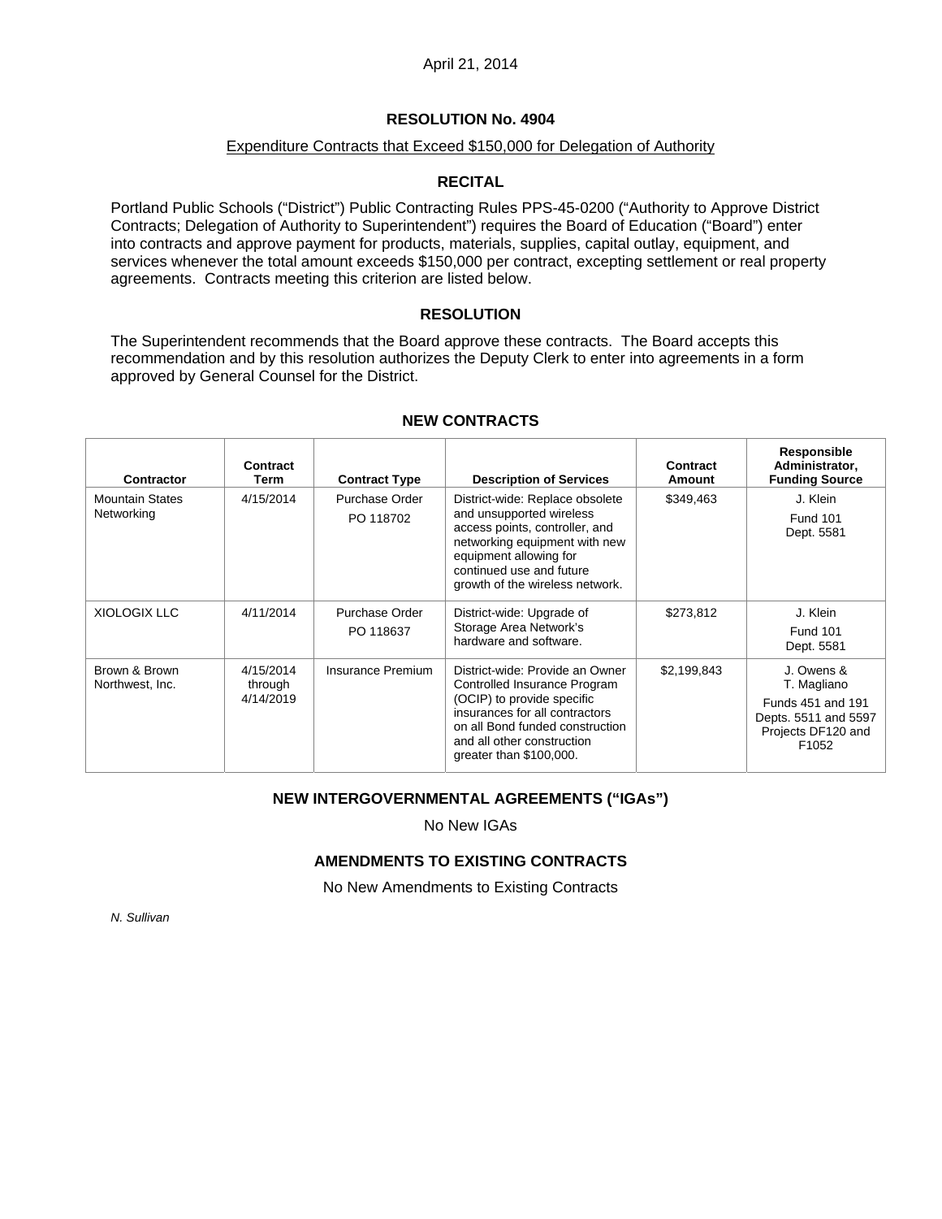April 21, 2014

## RESOLUTION No. 4904

Expenditure Contracts that Exceed $150,000 for Delegation of Authority

### RECITAL

Portland Public Schools ("District") Public Contracting Rules PPS-45-0200 ("Authority to Approve District Contracts; Delegation of Authority to Superintendent") requires the Board of Education ("Board") enter into contracts and approve payment for products, materials, supplies, capital outlay, equipment, and services whenever the total amount exceeds $150,000 per contract, excepting settlement or real property agreements. Contracts meeting this criterion are listed below.

### RESOLUTION

The Superintendent recommends that the Board approve these contracts. The Board accepts this recommendation and by this resolution authorizes the Deputy Clerk to enter into agreements in a form approved by General Counsel for the District.

### NEW CONTRACTS

| Contractor | Contract Term | Contract Type | Description of Services | Contract Amount | Responsible Administrator, Funding Source |
|---|---|---|---|---|---|
| Mountain States Networking | 4/15/2014 | Purchase Order PO 118702 | District-wide: Replace obsolete and unsupported wireless access points, controller, and networking equipment with new equipment allowing for continued use and future growth of the wireless network. | $349,463 | J. Klein Fund 101 Dept. 5581 |
| XIOLOGIX LLC | 4/11/2014 | Purchase Order PO 118637 | District-wide: Upgrade of Storage Area Network's hardware and software. | $273,812 | J. Klein Fund 101 Dept. 5581 |
| Brown & Brown Northwest, Inc. | 4/15/2014 through 4/14/2019 | Insurance Premium | District-wide: Provide an Owner Controlled Insurance Program (OCIP) to provide specific insurances for all contractors on all Bond funded construction and all other construction greater than $100,000. | $2,199,843 | J. Owens & T. Magliano Funds 451 and 191 Depts. 5511 and 5597 Projects DF120 and F1052 |

### NEW INTERGOVERNMENTAL AGREEMENTS ("IGAs")

No New IGAs

### AMENDMENTS TO EXISTING CONTRACTS

No New Amendments to Existing Contracts

*N. Sullivan*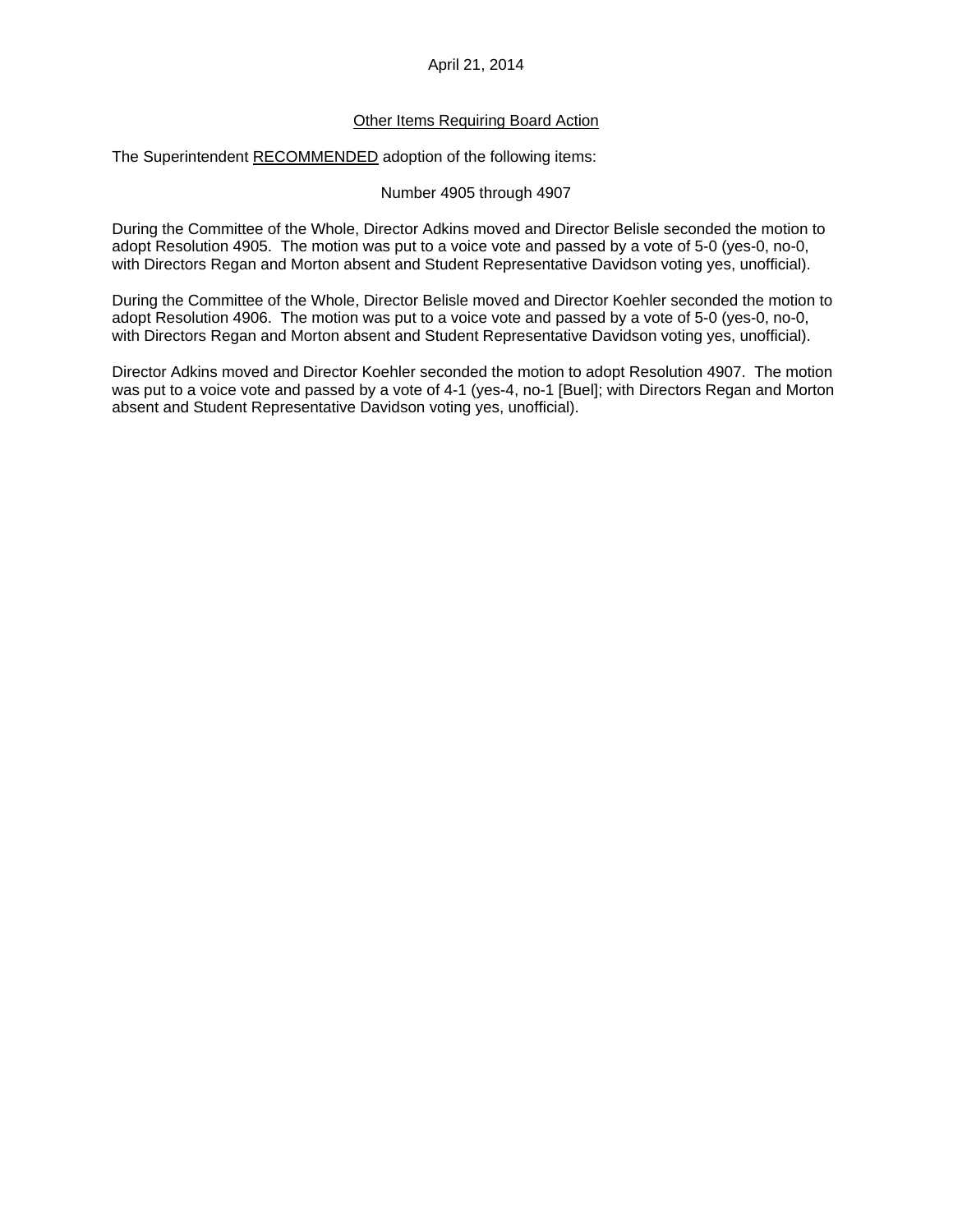April 21, 2014

Other Items Requiring Board Action

The Superintendent RECOMMENDED adoption of the following items:

Number 4905 through 4907

During the Committee of the Whole, Director Adkins moved and Director Belisle seconded the motion to adopt Resolution 4905. The motion was put to a voice vote and passed by a vote of 5-0 (yes-0, no-0, with Directors Regan and Morton absent and Student Representative Davidson voting yes, unofficial).

During the Committee of the Whole, Director Belisle moved and Director Koehler seconded the motion to adopt Resolution 4906. The motion was put to a voice vote and passed by a vote of 5-0 (yes-0, no-0, with Directors Regan and Morton absent and Student Representative Davidson voting yes, unofficial).

Director Adkins moved and Director Koehler seconded the motion to adopt Resolution 4907. The motion was put to a voice vote and passed by a vote of 4-1 (yes-4, no-1 [Buel]; with Directors Regan and Morton absent and Student Representative Davidson voting yes, unofficial).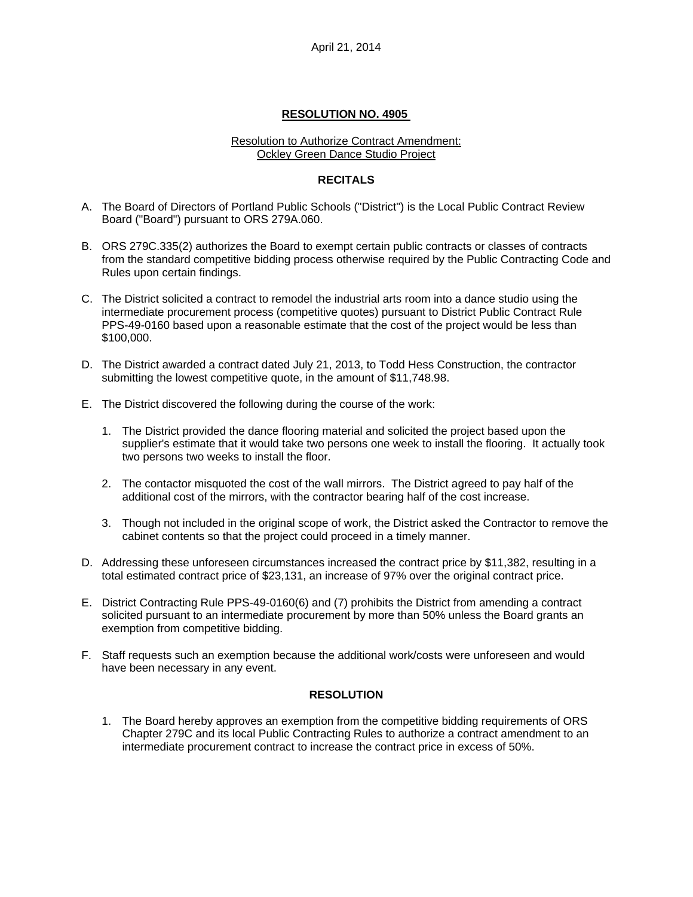April 21, 2014

**RESOLUTION NO. 4905**

Resolution to Authorize Contract Amendment:
Ockley Green Dance Studio Project

**RECITALS**

A. The Board of Directors of Portland Public Schools ("District") is the Local Public Contract Review Board ("Board") pursuant to ORS 279A.060.

B. ORS 279C.335(2) authorizes the Board to exempt certain public contracts or classes of contracts from the standard competitive bidding process otherwise required by the Public Contracting Code and Rules upon certain findings.

C. The District solicited a contract to remodel the industrial arts room into a dance studio using the intermediate procurement process (competitive quotes) pursuant to District Public Contract Rule PPS-49-0160 based upon a reasonable estimate that the cost of the project would be less than $100,000.

D. The District awarded a contract dated July 21, 2013, to Todd Hess Construction, the contractor submitting the lowest competitive quote, in the amount of $11,748.98.

E. The District discovered the following during the course of the work:

   1. The District provided the dance flooring material and solicited the project based upon the supplier's estimate that it would take two persons one week to install the flooring. It actually took two persons two weeks to install the floor.

   2. The contactor misquoted the cost of the wall mirrors. The District agreed to pay half of the additional cost of the mirrors, with the contractor bearing half of the cost increase.

   3. Though not included in the original scope of work, the District asked the Contractor to remove the cabinet contents so that the project could proceed in a timely manner.

D. Addressing these unforeseen circumstances increased the contract price by $11,382, resulting in a total estimated contract price of $23,131, an increase of 97% over the original contract price.

E. District Contracting Rule PPS-49-0160(6) and (7) prohibits the District from amending a contract solicited pursuant to an intermediate procurement by more than 50% unless the Board grants an exemption from competitive bidding.

F. Staff requests such an exemption because the additional work/costs were unforeseen and would have been necessary in any event.

**RESOLUTION**

1. The Board hereby approves an exemption from the competitive bidding requirements of ORS Chapter 279C and its local Public Contracting Rules to authorize a contract amendment to an intermediate procurement contract to increase the contract price in excess of 50%.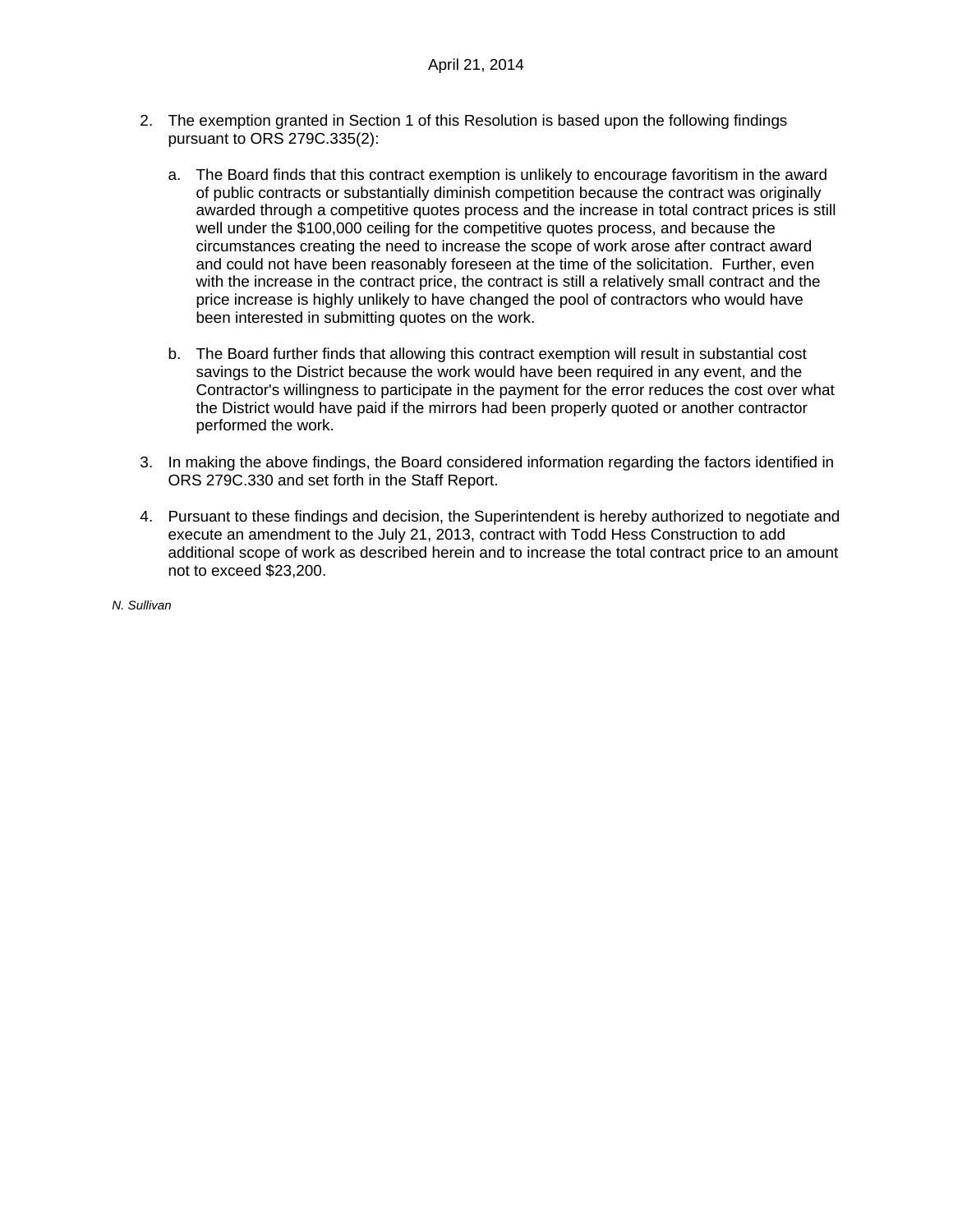2. The exemption granted in Section 1 of this Resolution is based upon the following findings pursuant to ORS 279C.335(2):

   a. The Board finds that this contract exemption is unlikely to encourage favoritism in the award of public contracts or substantially diminish competition because the contract was originally awarded through a competitive quotes process and the increase in total contract prices is still well under the $100,000 ceiling for the competitive quotes process, and because the circumstances creating the need to increase the scope of work arose after contract award and could not have been reasonably foreseen at the time of the solicitation. Further, even with the increase in the contract price, the contract is still a relatively small contract and the price increase is highly unlikely to have changed the pool of contractors who would have been interested in submitting quotes on the work.

   b. The Board further finds that allowing this contract exemption will result in substantial cost savings to the District because the work would have been required in any event, and the Contractor's willingness to participate in the payment for the error reduces the cost over what the District would have paid if the mirrors had been properly quoted or another contractor performed the work.

3. In making the above findings, the Board considered information regarding the factors identified in ORS 279C.330 and set forth in the Staff Report.

4. Pursuant to these findings and decision, the Superintendent is hereby authorized to negotiate and execute an amendment to the July 21, 2013, contract with Todd Hess Construction to add additional scope of work as described herein and to increase the total contract price to an amount not to exceed $23,200.

*N. Sullivan*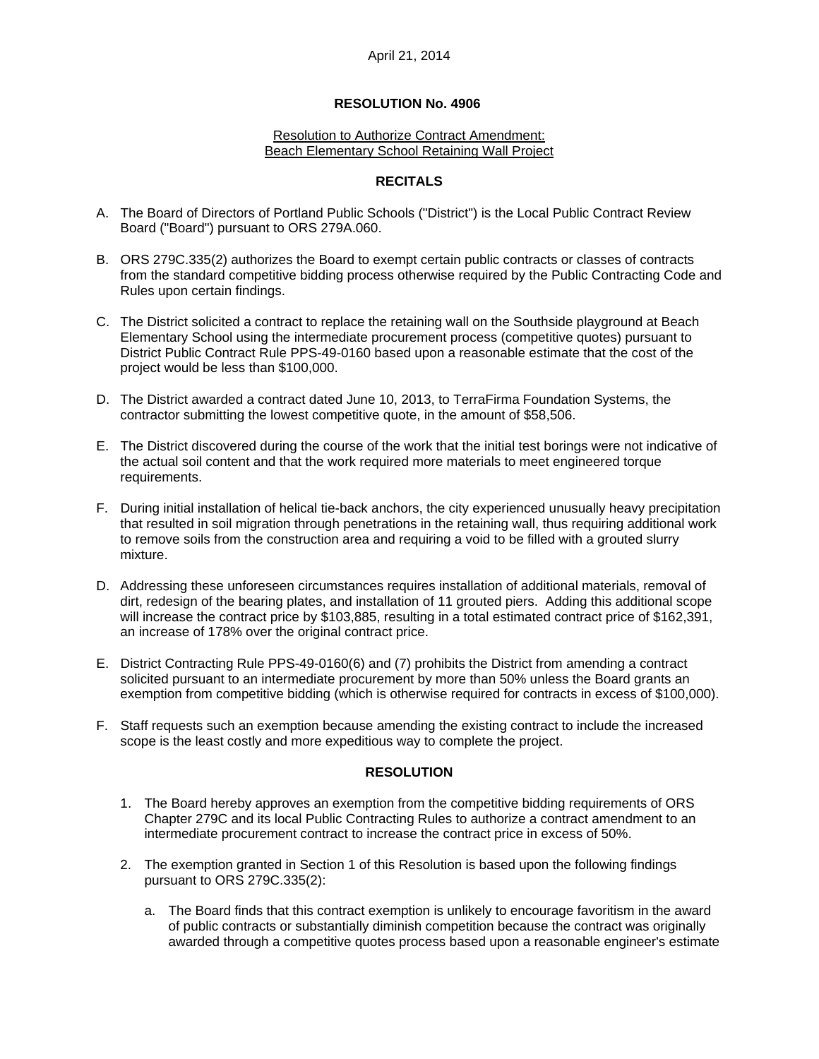April 21, 2014

**RESOLUTION No. 4906**

Resolution to Authorize Contract Amendment:
Beach Elementary School Retaining Wall Project

**RECITALS**

A. The Board of Directors of Portland Public Schools ("District") is the Local Public Contract Review Board ("Board") pursuant to ORS 279A.060.

B. ORS 279C.335(2) authorizes the Board to exempt certain public contracts or classes of contracts from the standard competitive bidding process otherwise required by the Public Contracting Code and Rules upon certain findings.

C. The District solicited a contract to replace the retaining wall on the Southside playground at Beach Elementary School using the intermediate procurement process (competitive quotes) pursuant to District Public Contract Rule PPS-49-0160 based upon a reasonable estimate that the cost of the project would be less than $100,000.

D. The District awarded a contract dated June 10, 2013, to TerraFirma Foundation Systems, the contractor submitting the lowest competitive quote, in the amount of $58,506.

E. The District discovered during the course of the work that the initial test borings were not indicative of the actual soil content and that the work required more materials to meet engineered torque requirements.

F. During initial installation of helical tie-back anchors, the city experienced unusually heavy precipitation that resulted in soil migration through penetrations in the retaining wall, thus requiring additional work to remove soils from the construction area and requiring a void to be filled with a grouted slurry mixture.

D. Addressing these unforeseen circumstances requires installation of additional materials, removal of dirt, redesign of the bearing plates, and installation of 11 grouted piers. Adding this additional scope will increase the contract price by $103,885, resulting in a total estimated contract price of $162,391, an increase of 178% over the original contract price.

E. District Contracting Rule PPS-49-0160(6) and (7) prohibits the District from amending a contract solicited pursuant to an intermediate procurement by more than 50% unless the Board grants an exemption from competitive bidding (which is otherwise required for contracts in excess of $100,000).

F. Staff requests such an exemption because amending the existing contract to include the increased scope is the least costly and more expeditious way to complete the project.

**RESOLUTION**

1. The Board hereby approves an exemption from the competitive bidding requirements of ORS Chapter 279C and its local Public Contracting Rules to authorize a contract amendment to an intermediate procurement contract to increase the contract price in excess of 50%.

2. The exemption granted in Section 1 of this Resolution is based upon the following findings pursuant to ORS 279C.335(2):

   a. The Board finds that this contract exemption is unlikely to encourage favoritism in the award of public contracts or substantially diminish competition because the contract was originally awarded through a competitive quotes process based upon a reasonable engineer's estimate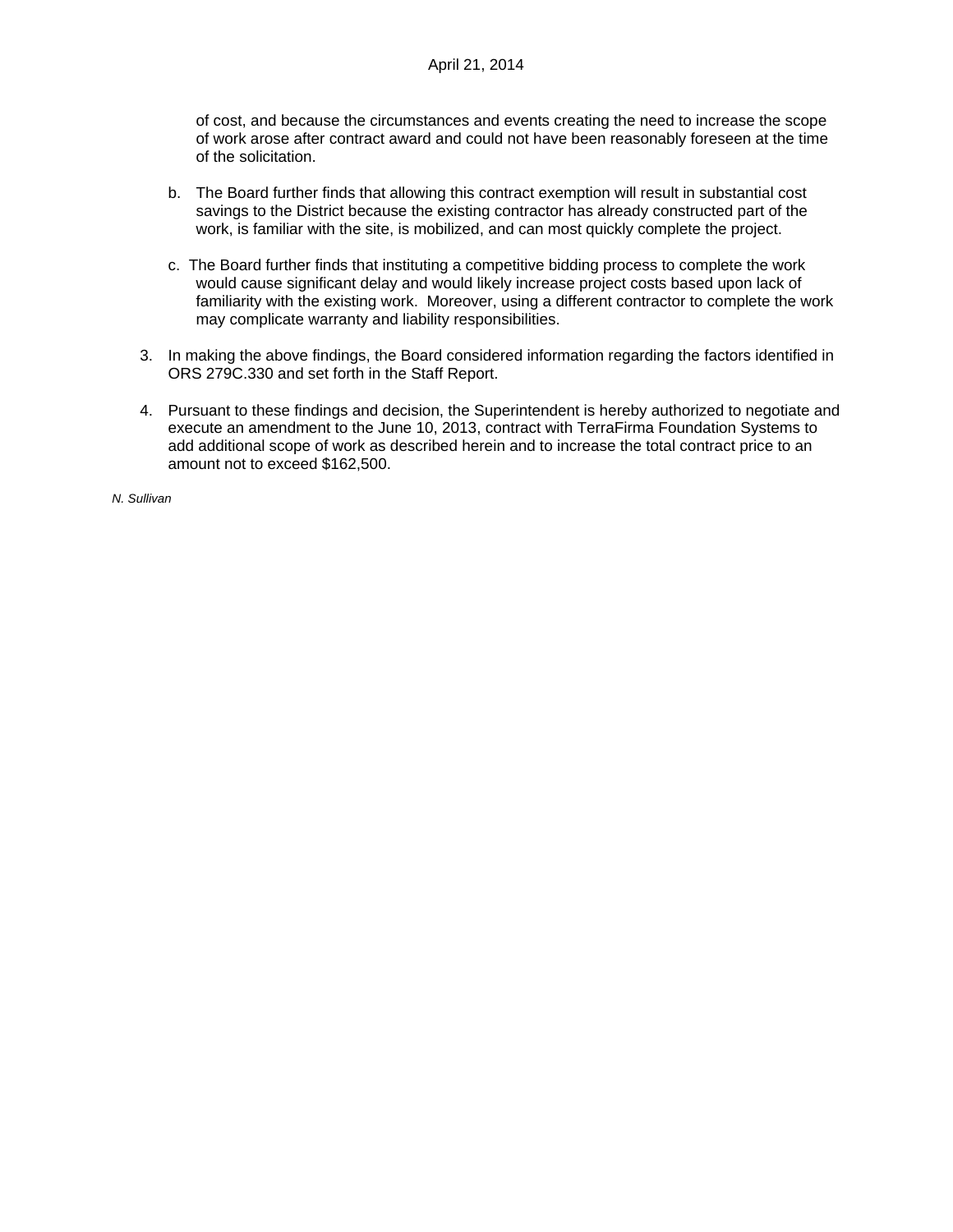of cost, and because the circumstances and events creating the need to increase the scope of work arose after contract award and could not have been reasonably foreseen at the time of the solicitation.

   b. The Board further finds that allowing this contract exemption will result in substantial cost savings to the District because the existing contractor has already constructed part of the work, is familiar with the site, is mobilized, and can most quickly complete the project.

   c. The Board further finds that instituting a competitive bidding process to complete the work would cause significant delay and would likely increase project costs based upon lack of familiarity with the existing work. Moreover, using a different contractor to complete the work may complicate warranty and liability responsibilities.

3. In making the above findings, the Board considered information regarding the factors identified in ORS 279C.330 and set forth in the Staff Report.

4. Pursuant to these findings and decision, the Superintendent is hereby authorized to negotiate and execute an amendment to the June 10, 2013, contract with TerraFirma Foundation Systems to add additional scope of work as described herein and to increase the total contract price to an amount not to exceed $162,500.

*N. Sullivan*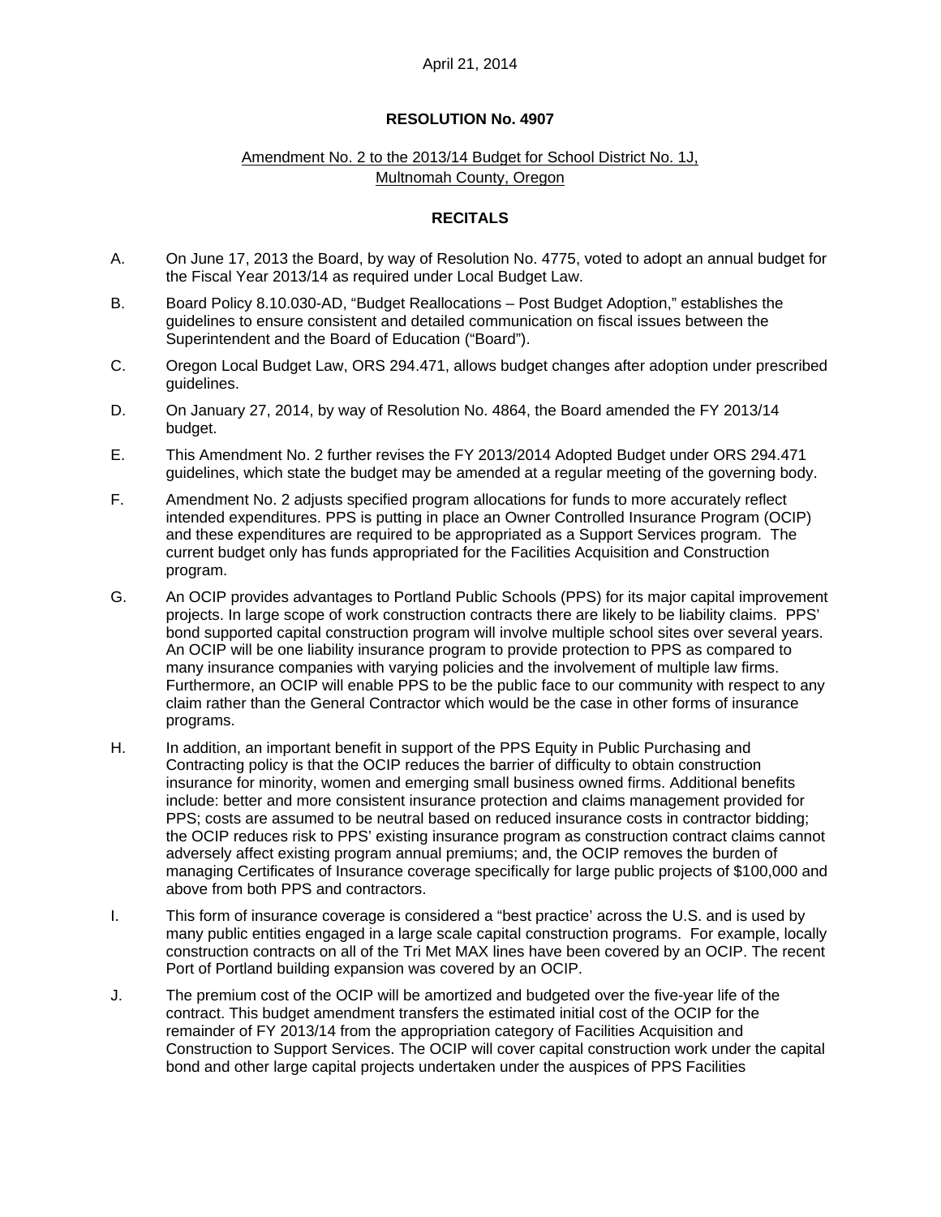April 21, 2014

## RESOLUTION No. 4907

Amendment No. 2 to the 2013/14 Budget for School District No. 1J, Multnomah County, Oregon

### RECITALS

A. On June 17, 2013 the Board, by way of Resolution No. 4775, voted to adopt an annual budget for the Fiscal Year 2013/14 as required under Local Budget Law.

B. Board Policy 8.10.030-AD, "Budget Reallocations – Post Budget Adoption," establishes the guidelines to ensure consistent and detailed communication on fiscal issues between the Superintendent and the Board of Education ("Board").

C. Oregon Local Budget Law, ORS 294.471, allows budget changes after adoption under prescribed guidelines.

D. On January 27, 2014, by way of Resolution No. 4864, the Board amended the FY 2013/14 budget.

E. This Amendment No. 2 further revises the FY 2013/2014 Adopted Budget under ORS 294.471 guidelines, which state the budget may be amended at a regular meeting of the governing body.

F. Amendment No. 2 adjusts specified program allocations for funds to more accurately reflect intended expenditures. PPS is putting in place an Owner Controlled Insurance Program (OCIP) and these expenditures are required to be appropriated as a Support Services program. The current budget only has funds appropriated for the Facilities Acquisition and Construction program.

G. An OCIP provides advantages to Portland Public Schools (PPS) for its major capital improvement projects. In large scope of work construction contracts there are likely to be liability claims. PPS' bond supported capital construction program will involve multiple school sites over several years. An OCIP will be one liability insurance program to provide protection to PPS as compared to many insurance companies with varying policies and the involvement of multiple law firms. Furthermore, an OCIP will enable PPS to be the public face to our community with respect to any claim rather than the General Contractor which would be the case in other forms of insurance programs.

H. In addition, an important benefit in support of the PPS Equity in Public Purchasing and Contracting policy is that the OCIP reduces the barrier of difficulty to obtain construction insurance for minority, women and emerging small business owned firms. Additional benefits include: better and more consistent insurance protection and claims management provided for PPS; costs are assumed to be neutral based on reduced insurance costs in contractor bidding; the OCIP reduces risk to PPS' existing insurance program as construction contract claims cannot adversely affect existing program annual premiums; and, the OCIP removes the burden of managing Certificates of Insurance coverage specifically for large public projects of $100,000 and above from both PPS and contractors.

I. This form of insurance coverage is considered a "best practice' across the U.S. and is used by many public entities engaged in a large scale capital construction programs. For example, locally construction contracts on all of the Tri Met MAX lines have been covered by an OCIP. The recent Port of Portland building expansion was covered by an OCIP.

J. The premium cost of the OCIP will be amortized and budgeted over the five-year life of the contract. This budget amendment transfers the estimated initial cost of the OCIP for the remainder of FY 2013/14 from the appropriation category of Facilities Acquisition and Construction to Support Services. The OCIP will cover capital construction work under the capital bond and other large capital projects undertaken under the auspices of PPS Facilities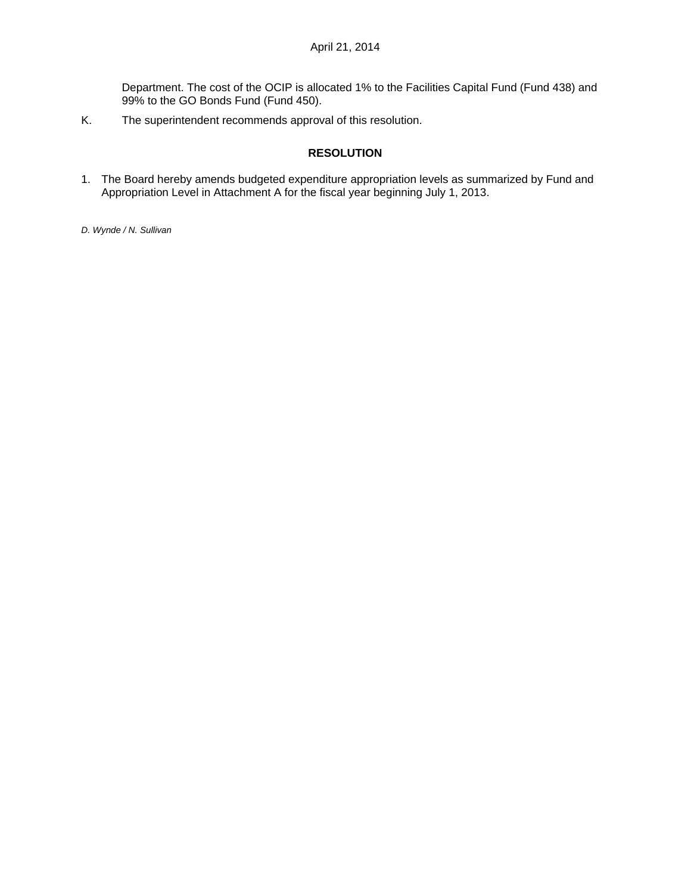Department. The cost of the OCIP is allocated 1% to the Facilities Capital Fund (Fund 438) and 99% to the GO Bonds Fund (Fund 450).

K. The superintendent recommends approval of this resolution.

## RESOLUTION

1. The Board hereby amends budgeted expenditure appropriation levels as summarized by Fund and Appropriation Level in Attachment A for the fiscal year beginning July 1, 2013.

*D. Wynde / N. Sullivan*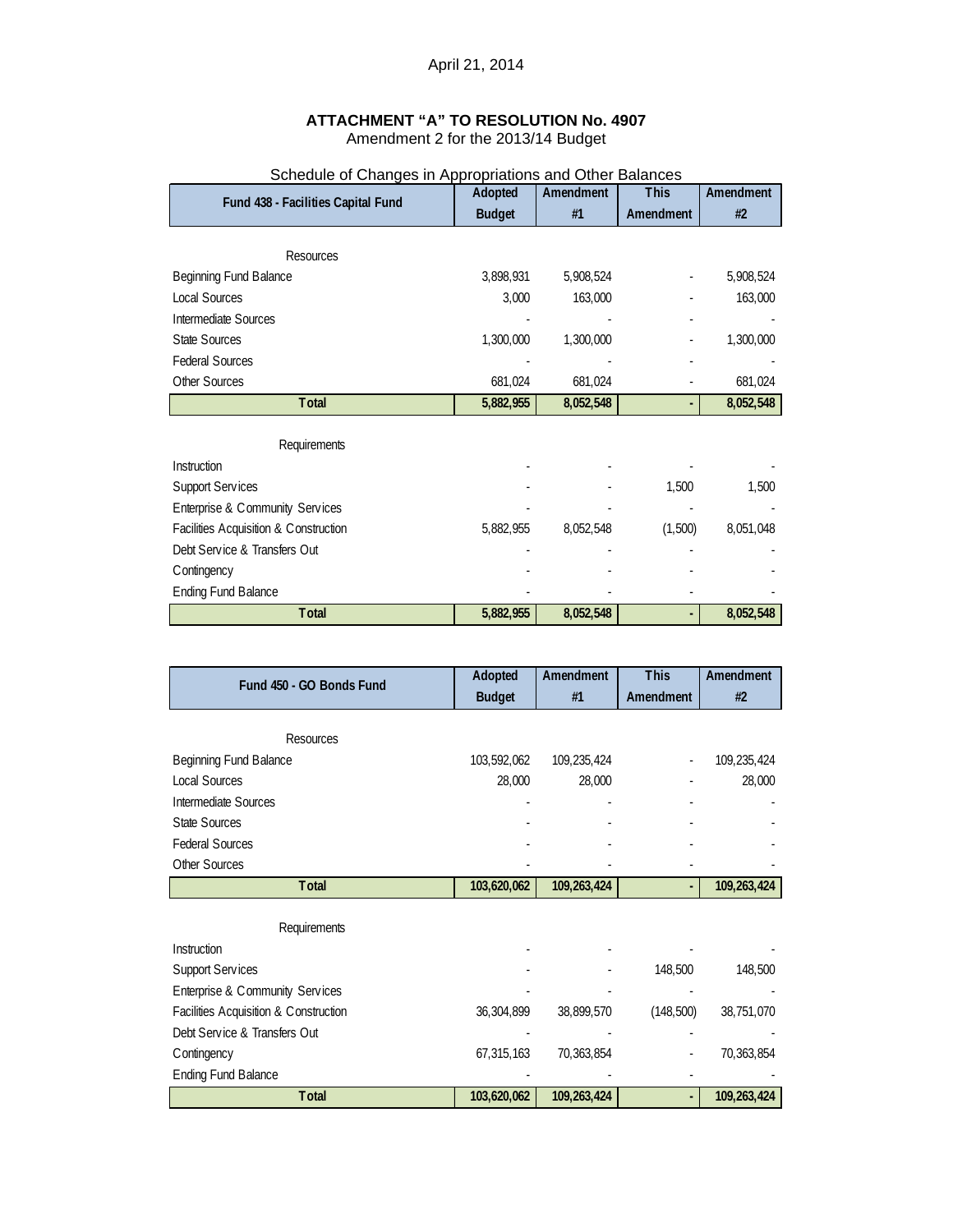April 21, 2014

**ATTACHMENT "A" TO RESOLUTION No. 4907**
Amendment 2 for the 2013/14 Budget

Schedule of Changes in Appropriations and Other Balances

| Fund 438 - Facilities Capital Fund | Adopted Budget | Amendment #1 | This Amendment | Amendment #2 |
|---|---|---|---|---|
| Resources | | | | |
| Beginning Fund Balance | 3,898,931 | 5,908,524 | - | 5,908,524 |
| Local Sources | 3,000 | 163,000 | - | 163,000 |
| Intermediate Sources | - | - | - | - |
| State Sources | 1,300,000 | 1,300,000 | - | 1,300,000 |
| Federal Sources | - | - | - | - |
| Other Sources | 681,024 | 681,024 | - | 681,024 |
| **Total** | **5,882,955** | **8,052,548** | **-** | **8,052,548** |
| Requirements | | | | |
| Instruction | - | - | - | - |
| Support Services | - | - | 1,500 | 1,500 |
| Enterprise & Community Services | - | - | - | - |
| Facilities Acquisition & Construction | 5,882,955 | 8,052,548 | (1,500) | 8,051,048 |
| Debt Service & Transfers Out | - | - | - | - |
| Contingency | - | - | - | - |
| Ending Fund Balance | - | - | - | - |
| **Total** | **5,882,955** | **8,052,548** | **-** | **8,052,548** |

| Fund 450 - GO Bonds Fund | Adopted Budget | Amendment #1 | This Amendment | Amendment #2 |
|---|---|---|---|---|
| Resources | | | | |
| Beginning Fund Balance | 103,592,062 | 109,235,424 | - | 109,235,424 |
| Local Sources | 28,000 | 28,000 | - | 28,000 |
| Intermediate Sources | - | - | - | - |
| State Sources | - | - | - | - |
| Federal Sources | - | - | - | - |
| Other Sources | - | - | - | - |
| **Total** | **103,620,062** | **109,263,424** | **-** | **109,263,424** |
| Requirements | | | | |
| Instruction | - | - | - | - |
| Support Services | - | - | 148,500 | 148,500 |
| Enterprise & Community Services | - | - | - | - |
| Facilities Acquisition & Construction | 36,304,899 | 38,899,570 | (148,500) | 38,751,070 |
| Debt Service & Transfers Out | - | - | - | - |
| Contingency | 67,315,163 | 70,363,854 | - | 70,363,854 |
| Ending Fund Balance | - | - | - | - |
| **Total** | **103,620,062** | **109,263,424** | **-** | **109,263,424** |